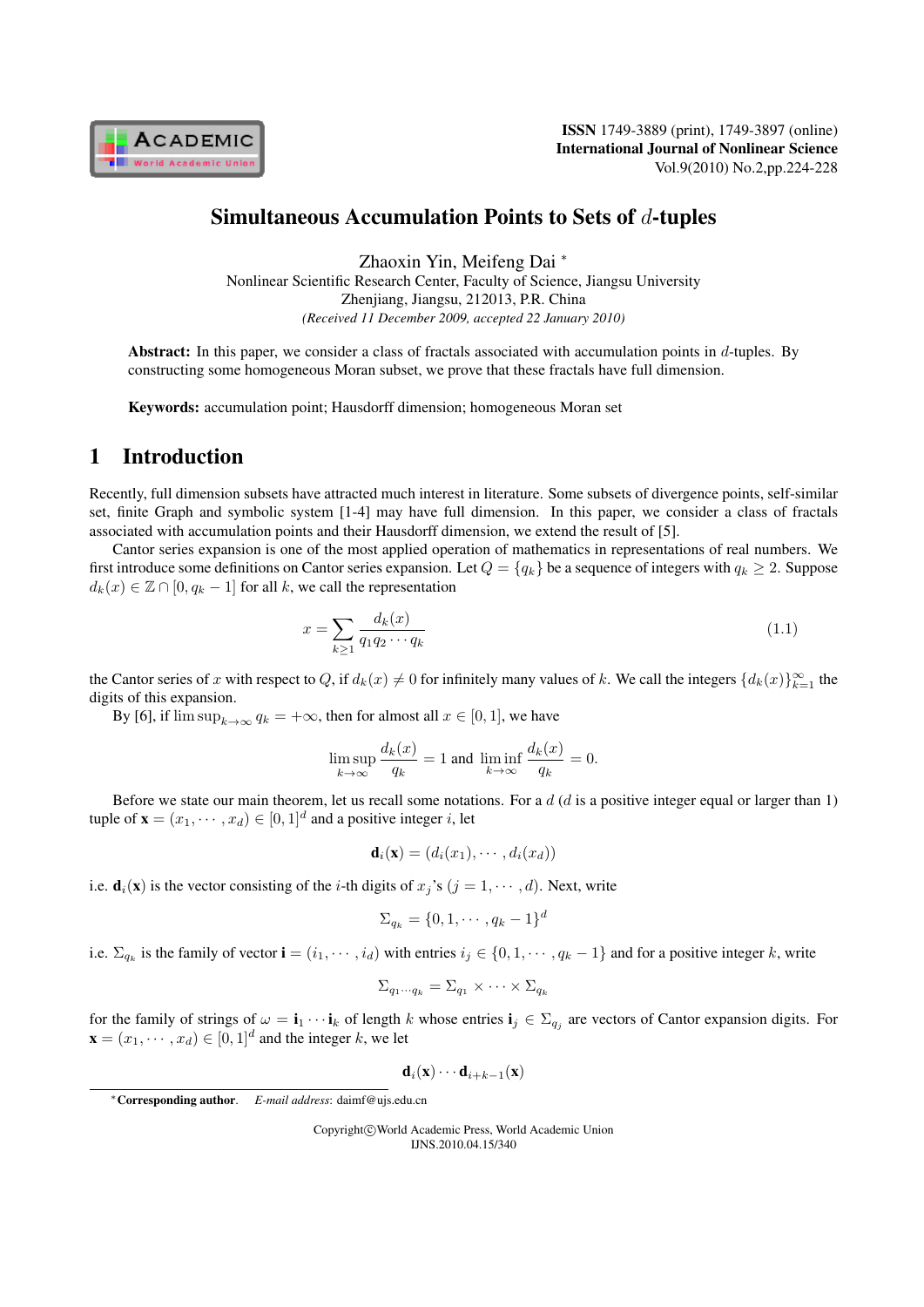# Simultaneous Accumulation Points to Sets of $d$-tuples

Zhaoxin Yin, Meifeng Dai *

Nonlinear Scientific Research Center, Faculty of Science, Jiangsu University
Zhenjiang, Jiangsu, 212013, P.R. China

*(Received 11 December 2009, accepted 22 January 2010)*

**Abstract:** In this paper, we consider a class of fractals associated with accumulation points in $d$-tuples. By constructing some homogeneous Moran subset, we prove that these fractals have full dimension.

**Keywords:** accumulation point; Hausdorff dimension; homogeneous Moran set

## 1 Introduction

Recently, full dimension subsets have attracted much interest in literature. Some subsets of divergence points, self-similar set, finite Graph and symbolic system [1-4] may have full dimension. In this paper, we consider a class of fractals associated with accumulation points and their Hausdorff dimension, we extend the result of [5].

Cantor series expansion is one of the most applied operation of mathematics in representations of real numbers. We first introduce some definitions on Cantor series expansion. Let $Q = \{q_k\}$ be a sequence of integers with $q_k \geq 2$. Suppose $d_k(x) \in \mathbb{Z} \cap [0, q_k - 1]$ for all $k$, we call the representation

$$x = \sum_{k \geq 1} \frac{d_k(x)}{q_1 q_2 \cdots q_k} \tag{1.1}$$

the Cantor series of $x$ with respect to $Q$, if $d_k(x) \neq 0$ for infinitely many values of $k$. We call the integers $\{d_k(x)\}_{k=1}^{\infty}$ the digits of this expansion.

By [6], if $\limsup_{k \to \infty} q_k = +\infty$, then for almost all $x \in [0, 1]$, we have

$$\limsup_{k \to \infty} \frac{d_k(x)}{q_k} = 1 \text{ and } \liminf_{k \to \infty} \frac{d_k(x)}{q_k} = 0.$$

Before we state our main theorem, let us recall some notations. For a $d$ ($d$ is a positive integer equal or larger than 1) tuple of $\mathbf{x} = (x_1, \cdots, x_d) \in [0, 1]^d$ and a positive integer $i$, let

$$\mathbf{d}_i(\mathbf{x}) = (d_i(x_1), \cdots, d_i(x_d))$$

i.e. $\mathbf{d}_i(\mathbf{x})$ is the vector consisting of the $i$-th digits of $x_j$'s ($j = 1, \cdots, d$). Next, write

$$\Sigma_{q_k} = \{0, 1, \cdots, q_k - 1\}^d$$

i.e. $\Sigma_{q_k}$ is the family of vector $\mathbf{i} = (i_1, \cdots, i_d)$ with entries $i_j \in \{0, 1, \cdots, q_k - 1\}$ and for a positive integer $k$, write

$$\Sigma_{q_1 \cdots q_k} = \Sigma_{q_1} \times \cdots \times \Sigma_{q_k}$$

for the family of strings of $\omega = \mathbf{i}_1 \cdots \mathbf{i}_k$ of length $k$ whose entries $\mathbf{i}_j \in \Sigma_{q_j}$ are vectors of Cantor expansion digits. For $\mathbf{x} = (x_1, \cdots, x_d) \in [0, 1]^d$ and the integer $k$, we let

$$\mathbf{d}_i(\mathbf{x}) \cdots \mathbf{d}_{i+k-1}(\mathbf{x})$$

*Corresponding author. *E-mail address*: daimf@ujs.edu.cn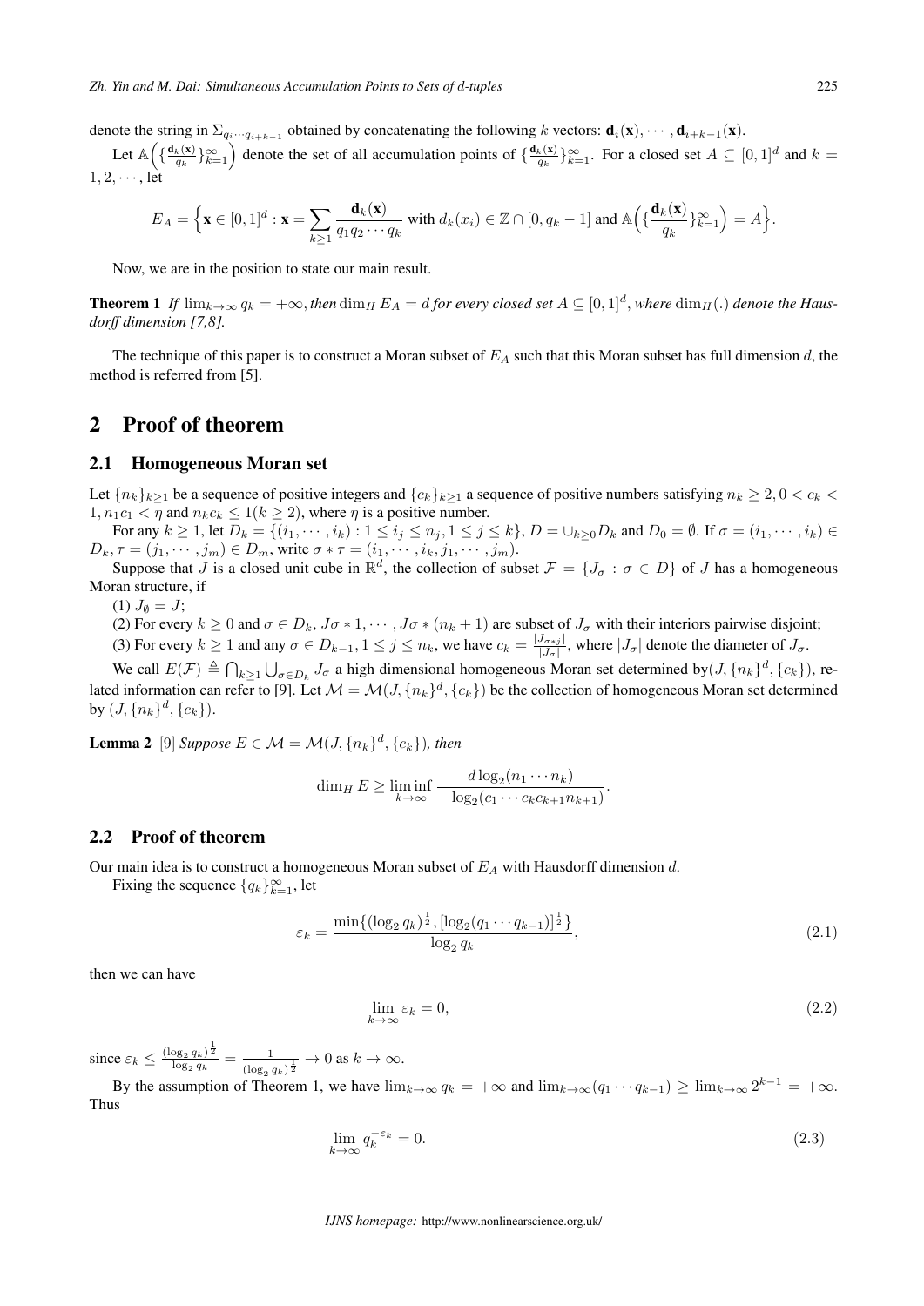denote the string in $\Sigma_{q_i \cdots q_{i+k-1}}$ obtained by concatenating the following $k$ vectors: $\mathbf{d}_i(\mathbf{x}), \cdots, \mathbf{d}_{i+k-1}(\mathbf{x})$.

Let $\mathbb{A}\Big(\{\frac{\mathbf{d}_k(\mathbf{x})}{q_k}\}_{k=1}^{\infty}\Big)$ denote the set of all accumulation points of $\{\frac{\mathbf{d}_k(\mathbf{x})}{q_k}\}_{k=1}^{\infty}$. For a closed set $A \subseteq [0,1]^d$ and $k = 1, 2, \cdots$, let

$$E_A = \Big\{\mathbf{x} \in [0,1]^d : \mathbf{x} = \sum_{k \geq 1} \frac{\mathbf{d}_k(\mathbf{x})}{q_1 q_2 \cdots q_k} \text{ with } d_k(x_i) \in \mathbb{Z} \cap [0, q_k - 1] \text{ and } \mathbb{A}\Big(\{\frac{\mathbf{d}_k(\mathbf{x})}{q_k}\}_{k=1}^{\infty}\Big) = A\Big\}.$$

Now, we are in the position to state our main result.

**Theorem 1** *If $\lim_{k\to\infty} q_k = +\infty$, then $\dim_H E_A = d$ for every closed set $A \subseteq [0,1]^d$, where $\dim_H(.)$ denote the Hausdorff dimension [7,8].*

The technique of this paper is to construct a Moran subset of $E_A$ such that this Moran subset has full dimension $d$, the method is referred from [5].

# 2 Proof of theorem

## 2.1 Homogeneous Moran set

Let $\{n_k\}_{k\geq 1}$ be a sequence of positive integers and $\{c_k\}_{k\geq 1}$ a sequence of positive numbers satisfying $n_k \geq 2, 0 < c_k < 1, n_1 c_1 < \eta$ and $n_k c_k \leq 1 (k \geq 2)$, where $\eta$ is a positive number.

For any $k \geq 1$, let $D_k = \{(i_1, \cdots, i_k) : 1 \leq i_j \leq n_j, 1 \leq j \leq k\}$, $D = \cup_{k\geq 0} D_k$ and $D_0 = \emptyset$. If $\sigma = (i_1, \cdots, i_k) \in D_k, \tau = (j_1, \cdots, j_m) \in D_m$, write $\sigma * \tau = (i_1, \cdots, i_k, j_1, \cdots, j_m)$.

Suppose that $J$ is a closed unit cube in $\mathbb{R}^d$, the collection of subset $\mathcal{F} = \{J_\sigma : \sigma \in D\}$ of $J$ has a homogeneous Moran structure, if

(1) $J_\emptyset = J$;

(2) For every $k \geq 0$ and $\sigma \in D_k$, $J\sigma * 1, \cdots, J\sigma * (n_k + 1)$ are subset of $J_\sigma$ with their interiors pairwise disjoint;

(3) For every $k \geq 1$ and any $\sigma \in D_{k-1}, 1 \leq j \leq n_k$, we have $c_k = \frac{|J_{\sigma * j}|}{|J_\sigma|}$, where $|J_\sigma|$ denote the diameter of $J_\sigma$.

We call $E(\mathcal{F}) \triangleq \bigcap_{k\geq 1} \bigcup_{\sigma \in D_k} J_\sigma$ a high dimensional homogeneous Moran set determined by$(J, \{n_k\}^d, \{c_k\})$, related information can refer to [9]. Let $\mathcal{M} = \mathcal{M}(J, \{n_k\}^d, \{c_k\})$ be the collection of homogeneous Moran set determined by $(J, \{n_k\}^d, \{c_k\})$.

**Lemma 2** [9] *Suppose $E \in \mathcal{M} = \mathcal{M}(J, \{n_k\}^d, \{c_k\})$, then*

$$\dim_H E \geq \liminf_{k\to\infty} \frac{d \log_2(n_1 \cdots n_k)}{-\log_2(c_1 \cdots c_k c_{k+1} n_{k+1})}.$$

## 2.2 Proof of theorem

Our main idea is to construct a homogeneous Moran subset of $E_A$ with Hausdorff dimension $d$.

Fixing the sequence $\{q_k\}_{k=1}^{\infty}$, let

$$\varepsilon_k = \frac{\min\{(\log_2 q_k)^{\frac{1}{2}}, [\log_2(q_1 \cdots q_{k-1})]^{\frac{1}{2}}\}}{\log_2 q_k}, \tag{2.1}$$

then we can have

$$\lim_{k\to\infty} \varepsilon_k = 0, \tag{2.2}$$

since $\varepsilon_k \leq \frac{(\log_2 q_k)^{\frac{1}{2}}}{\log_2 q_k} = \frac{1}{(\log_2 q_k)^{\frac{1}{2}}} \to 0$ as $k \to \infty$.

By the assumption of Theorem 1, we have $\lim_{k\to\infty} q_k = +\infty$ and $\lim_{k\to\infty}(q_1 \cdots q_{k-1}) \geq \lim_{k\to\infty} 2^{k-1} = +\infty$. Thus

$$\lim_{k\to\infty} q_k^{-\varepsilon_k} = 0. \tag{2.3}$$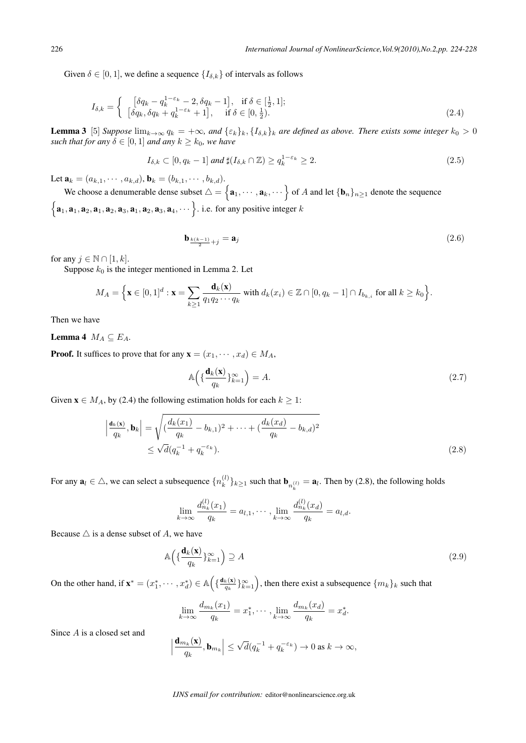Given $\delta \in [0,1]$, we define a sequence $\{I_{\delta,k}\}$ of intervals as follows

$$
I_{\delta,k} = \begin{cases} \left[\delta q_k - q_k^{1-\varepsilon_k} - 2, \delta q_k - 1\right], & \text{if } \delta \in [\frac{1}{2}, 1]; \\ \left[\delta q_k, \delta q_k + q_k^{1-\varepsilon_k} + 1\right], & \text{if } \delta \in [0, \frac{1}{2}). \end{cases} \tag{2.4}
$$

**Lemma 3** [5] *Suppose* $\lim_{k\to\infty} q_k = +\infty$, *and* $\{\varepsilon_k\}_k, \{I_{\delta,k}\}_k$ *are defined as above. There exists some integer* $k_0 > 0$ *such that for any* $\delta \in [0,1]$ *and any* $k \geq k_0$*, we have*

$$
I_{\delta,k} \subset [0, q_k - 1] \text{ and } \sharp(I_{\delta,k} \cap \mathbb{Z}) \geq q_k^{1-\varepsilon_k} \geq 2. \tag{2.5}
$$

Let $\mathbf{a}_k = (a_{k,1}, \cdots, a_{k,d})$, $\mathbf{b}_k = (b_{k,1}, \cdots, b_{k,d})$.

We choose a denumerable dense subset $\triangle = \left\{\mathbf{a}_1, \cdots, \mathbf{a}_k, \cdots\right\}$ of $A$ and let $\{\mathbf{b}_n\}_{n\geq 1}$ denote the sequence $\left\{\mathbf{a}_1, \mathbf{a}_1, \mathbf{a}_2, \mathbf{a}_1, \mathbf{a}_2, \mathbf{a}_3, \mathbf{a}_1, \mathbf{a}_2, \mathbf{a}_3, \mathbf{a}_4, \cdots\right\}$. i.e. for any positive integer $k$

$$
\mathbf{b}_{\frac{k(k-1)}{2}+j} = \mathbf{a}_j \tag{2.6}
$$

for any $j \in \mathbb{N} \cap [1, k]$.

Suppose $k_0$ is the integer mentioned in Lemma 2. Let

$$
M_A = \Big\{\mathbf{x} \in [0,1]^d : \mathbf{x} = \sum_{k\geq 1} \frac{\mathbf{d}_k(\mathbf{x})}{q_1 q_2 \cdots q_k} \text{ with } d_k(x_i) \in \mathbb{Z} \cap [0, q_k - 1] \cap I_{b_{k,i}} \text{ for all } k \geq k_0\Big\}.
$$

Then we have

**Lemma 4** $M_A \subseteq E_A$.

**Proof.** It suffices to prove that for any $\mathbf{x} = (x_1, \cdots, x_d) \in M_A$,

$$
\mathbb{A}\Big(\{\frac{\mathbf{d}_k(\mathbf{x})}{q_k}\}_{k=1}^{\infty}\Big) = A. \tag{2.7}
$$

Given $\mathbf{x} \in M_A$, by (2.4) the following estimation holds for each $k \geq 1$:

$$
\begin{aligned}
\Big|\frac{\mathbf{d}_k(\mathbf{x})}{q_k}, \mathbf{b}_k\Big| &= \sqrt{(\frac{d_k(x_1)}{q_k} - b_{k,1})^2 + \cdots + (\frac{d_k(x_d)}{q_k} - b_{k,d})^2} \\
&\leq \sqrt{d}(q_k^{-1} + q_k^{-\varepsilon_k}).
\end{aligned} \tag{2.8}
$$

For any $\mathbf{a}_l \in \triangle$, we can select a subsequence $\{n_k^{(l)}\}_{k\geq 1}$ such that $\mathbf{b}_{n_k^{(l)}} = \mathbf{a}_l$. Then by (2.8), the following holds

$$
\lim_{k\to\infty} \frac{d_{n_k}^{(l)}(x_1)}{q_k} = a_{l,1}, \cdots, \lim_{k\to\infty} \frac{d_{n_k}^{(l)}(x_d)}{q_k} = a_{l,d}.
$$

Because $\triangle$ is a dense subset of $A$, we have

$$
\mathbb{A}\Big(\{\frac{\mathbf{d}_k(\mathbf{x})}{q_k}\}_{k=1}^{\infty}\Big) \supseteq A \tag{2.9}
$$

On the other hand, if $\mathbf{x}^* = (x_1^*, \cdots, x_d^*) \in \mathbb{A}\Big(\{\frac{\mathbf{d}_k(\mathbf{x})}{q_k}\}_{k=1}^{\infty}\Big)$, then there exist a subsequence $\{m_k\}_k$ such that

$$
\lim_{k\to\infty} \frac{d_{m_k}(x_1)}{q_k} = x_1^*, \cdots, \lim_{k\to\infty} \frac{d_{m_k}(x_d)}{q_k} = x_d^*.
$$

Since $A$ is a closed set and

$$
\Big|\frac{\mathbf{d}_{m_k}(\mathbf{x})}{q_k}, \mathbf{b}_{m_k}\Big| \leq \sqrt{d}(q_k^{-1} + q_k^{-\varepsilon_k}) \to 0 \text{ as } k \to \infty,
$$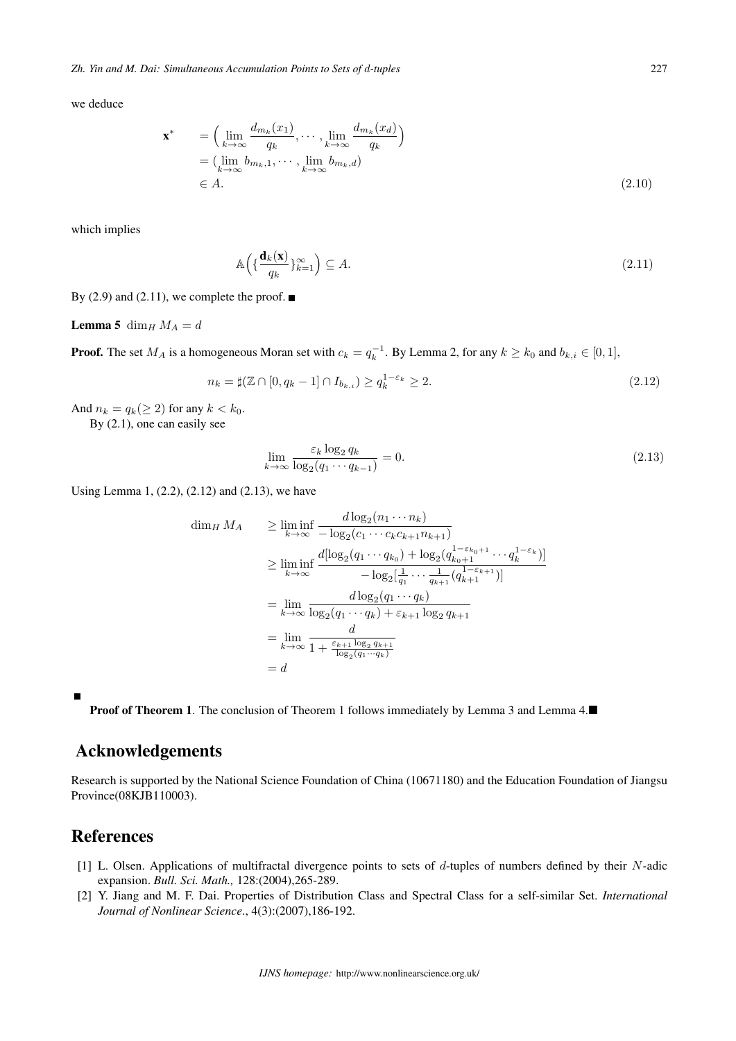we deduce

$$
\begin{aligned}
\mathbf{x}^* &= \Big( \lim_{k\to\infty} \frac{d_{m_k}(x_1)}{q_k}, \cdots, \lim_{k\to\infty} \frac{d_{m_k}(x_d)}{q_k} \Big) \\
&= (\lim_{k\to\infty} b_{m_k,1}, \cdots, \lim_{k\to\infty} b_{m_k,d}) \\
&\in A.
\end{aligned} \tag{2.10}
$$

which implies

$$
\mathbb{A}\Big( \{ \frac{\mathbf{d}_k(\mathbf{x})}{q_k} \}_{k=1}^{\infty} \Big) \subseteq A. \tag{2.11}
$$

By (2.9) and (2.11), we complete the proof. ■

**Lemma 5** $\dim_H M_A = d$

**Proof.** The set $M_A$ is a homogeneous Moran set with $c_k = q_k^{-1}$. By Lemma 2, for any $k \geq k_0$ and $b_{k,i} \in [0,1]$,

$$
n_k = \sharp(\mathbb{Z} \cap [0, q_k - 1] \cap I_{b_{k,i}}) \geq q_k^{1-\varepsilon_k} \geq 2. \tag{2.12}
$$

And $n_k = q_k (\geq 2)$ for any $k < k_0$.

By (2.1), one can easily see

$$
\lim_{k\to\infty} \frac{\varepsilon_k \log_2 q_k}{\log_2(q_1 \cdots q_{k-1})} = 0. \tag{2.13}
$$

Using Lemma 1, (2.2), (2.12) and (2.13), we have

$$
\begin{aligned}
\dim_H M_A &\geq \liminf_{k\to\infty} \frac{d \log_2(n_1 \cdots n_k)}{-\log_2(c_1 \cdots c_k c_{k+1} n_{k+1})} \\
&\geq \liminf_{k\to\infty} \frac{d[\log_2(q_1 \cdots q_{k_0}) + \log_2(q_{k_0+1}^{1-\varepsilon_{k_0+1}} \cdots q_k^{1-\varepsilon_k})]}{-\log_2[\frac{1}{q_1} \cdots \frac{1}{q_{k+1}}(q_{k+1}^{1-\varepsilon_{k+1}})]} \\
&= \lim_{k\to\infty} \frac{d \log_2(q_1 \cdots q_k)}{\log_2(q_1 \cdots q_k) + \varepsilon_{k+1} \log_2 q_{k+1}} \\
&= \lim_{k\to\infty} \frac{d}{1 + \frac{\varepsilon_{k+1} \log_2 q_{k+1}}{\log_2(q_1 \cdots q_k)}} \\
&= d
\end{aligned}
$$

■

**Proof of Theorem 1**. The conclusion of Theorem 1 follows immediately by Lemma 3 and Lemma 4.■

## Acknowledgements

Research is supported by the National Science Foundation of China (10671180) and the Education Foundation of Jiangsu Province(08KJB110003).

## References

[1] L. Olsen. Applications of multifractal divergence points to sets of $d$-tuples of numbers defined by their $N$-adic expansion. *Bull. Sci. Math.,* 128:(2004),265-289.

[2] Y. Jiang and M. F. Dai. Properties of Distribution Class and Spectral Class for a self-similar Set. *International Journal of Nonlinear Science*., 4(3):(2007),186-192.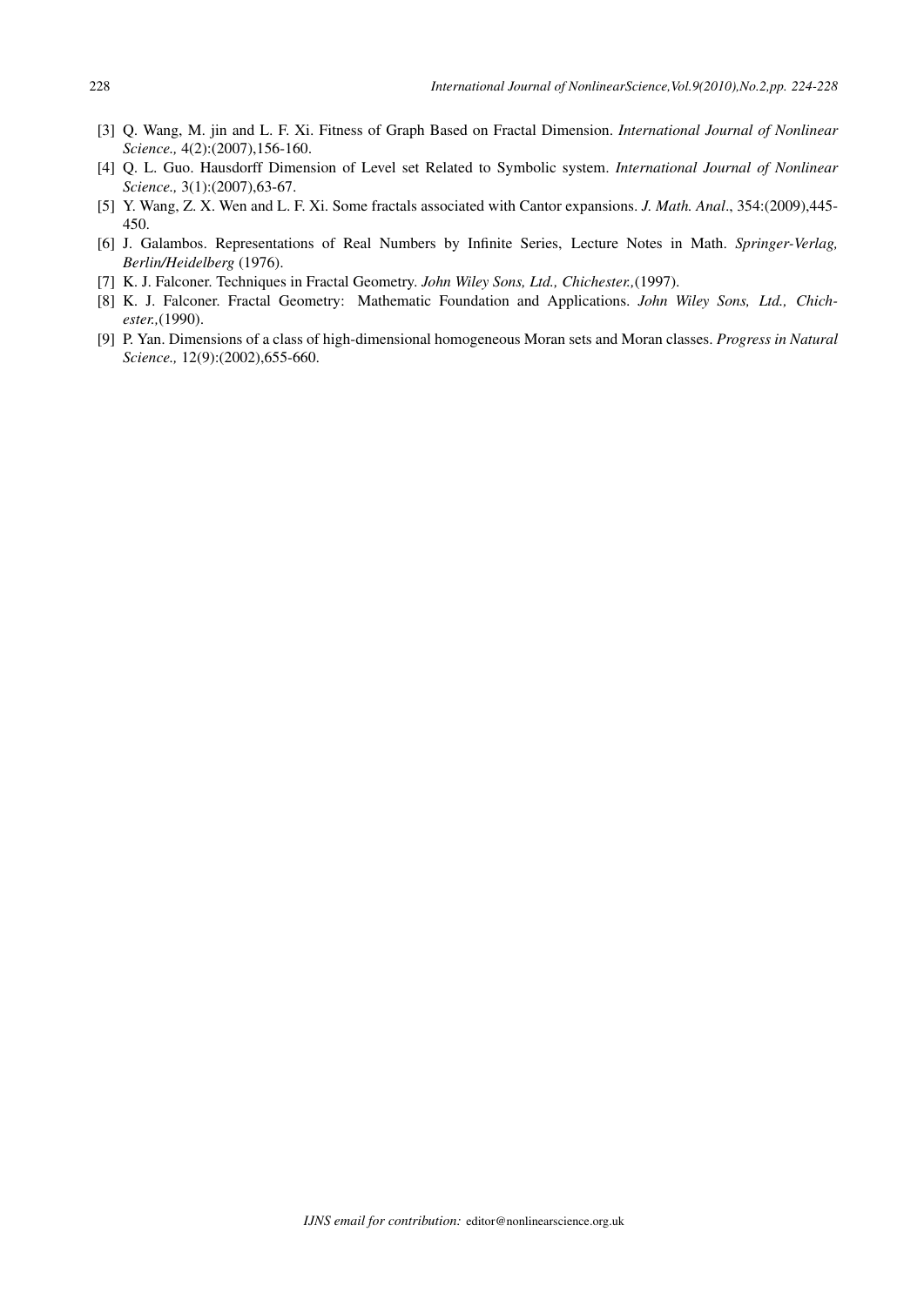[3] Q. Wang, M. jin and L. F. Xi. Fitness of Graph Based on Fractal Dimension. *International Journal of Nonlinear Science.,* 4(2):(2007),156-160.

[4] Q. L. Guo. Hausdorff Dimension of Level set Related to Symbolic system. *International Journal of Nonlinear Science.,* 3(1):(2007),63-67.

[5] Y. Wang, Z. X. Wen and L. F. Xi. Some fractals associated with Cantor expansions. *J. Math. Anal*., 354:(2009),445-450.

[6] J. Galambos. Representations of Real Numbers by Infinite Series, Lecture Notes in Math. *Springer-Verlag, Berlin/Heidelberg* (1976).

[7] K. J. Falconer. Techniques in Fractal Geometry. *John Wiley Sons, Ltd., Chichester.,*(1997).

[8] K. J. Falconer. Fractal Geometry: Mathematic Foundation and Applications. *John Wiley Sons, Ltd., Chichester.,*(1990).

[9] P. Yan. Dimensions of a class of high-dimensional homogeneous Moran sets and Moran classes. *Progress in Natural Science.,* 12(9):(2002),655-660.